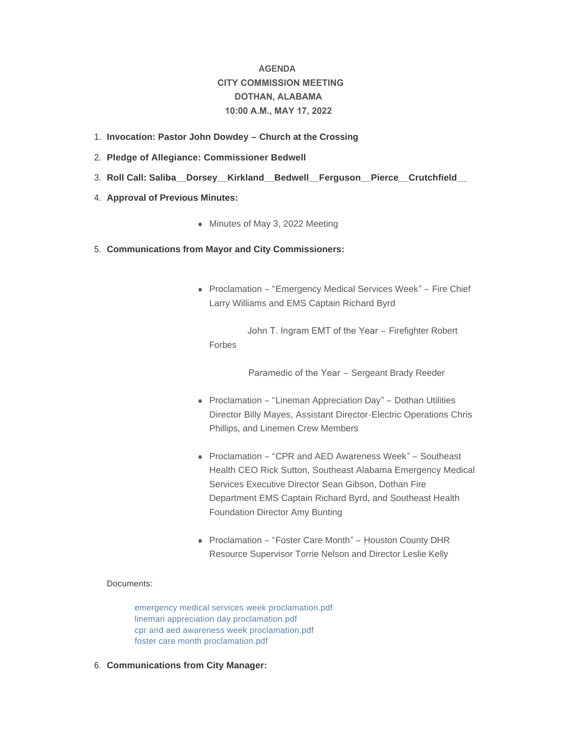**AGENDA**
**CITY COMMISSION MEETING**
**DOTHAN, ALABAMA**
**10:00 A.M., MAY 17, 2022**

1. **Invocation: Pastor John Dowdey – Church at the Crossing**
2. **Pledge of Allegiance: Commissioner Bedwell**
3. **Roll Call: Saliba__Dorsey__Kirkland__Bedwell__Ferguson__Pierce__Crutchfield__**
4. **Approval of Previous Minutes:**
   - Minutes of May 3, 2022 Meeting
5. **Communications from Mayor and City Commissioners:**
   - Proclamation – "Emergency Medical Services Week" – Fire Chief Larry Williams and EMS Captain Richard Byrd

     John T. Ingram EMT of the Year – Firefighter Robert Forbes

     Paramedic of the Year – Sergeant Brady Reeder
   - Proclamation – "Lineman Appreciation Day" – Dothan Utilities Director Billy Mayes, Assistant Director-Electric Operations Chris Phillips, and Linemen Crew Members
   - Proclamation – "CPR and AED Awareness Week" – Southeast Health CEO Rick Sutton, Southeast Alabama Emergency Medical Services Executive Director Sean Gibson, Dothan Fire Department EMS Captain Richard Byrd, and Southeast Health Foundation Director Amy Bunting
   - Proclamation – "Foster Care Month" – Houston County DHR Resource Supervisor Torrie Nelson and Director Leslie Kelly

   Documents:

   emergency medical services week proclamation.pdf
   lineman appreciation day proclamation.pdf
   cpr and aed awareness week proclamation.pdf
   foster care month proclamation.pdf
6. **Communications from City Manager:**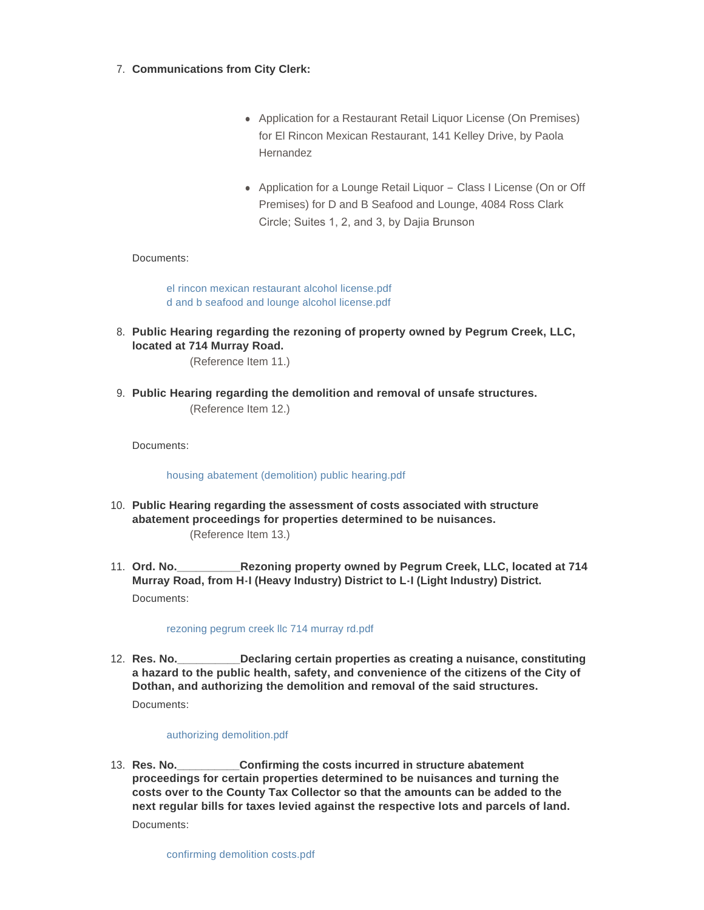7. **Communications from City Clerk:**

    - Application for a Restaurant Retail Liquor License (On Premises) for El Rincon Mexican Restaurant, 141 Kelley Drive, by Paola Hernandez

    - Application for a Lounge Retail Liquor – Class I License (On or Off Premises) for D and B Seafood and Lounge, 4084 Ross Clark Circle; Suites 1, 2, and 3, by Dajia Brunson

    Documents:

    el rincon mexican restaurant alcohol license.pdf
    d and b seafood and lounge alcohol license.pdf

8. **Public Hearing regarding the rezoning of property owned by Pegrum Creek, LLC, located at 714 Murray Road.**
    (Reference Item 11.)

9. **Public Hearing regarding the demolition and removal of unsafe structures.**
    (Reference Item 12.)

    Documents:

    housing abatement (demolition) public hearing.pdf

10. **Public Hearing regarding the assessment of costs associated with structure abatement proceedings for properties determined to be nuisances.**
    (Reference Item 13.)

11. **Ord. No.__________Rezoning property owned by Pegrum Creek, LLC, located at 714 Murray Road, from H-I (Heavy Industry) District to L-I (Light Industry) District.**

    Documents:

    rezoning pegrum creek llc 714 murray rd.pdf

12. **Res. No.__________Declaring certain properties as creating a nuisance, constituting a hazard to the public health, safety, and convenience of the citizens of the City of Dothan, and authorizing the demolition and removal of the said structures.**

    Documents:

    authorizing demolition.pdf

13. **Res. No.__________Confirming the costs incurred in structure abatement proceedings for certain properties determined to be nuisances and turning the costs over to the County Tax Collector so that the amounts can be added to the next regular bills for taxes levied against the respective lots and parcels of land.**

    Documents:

    confirming demolition costs.pdf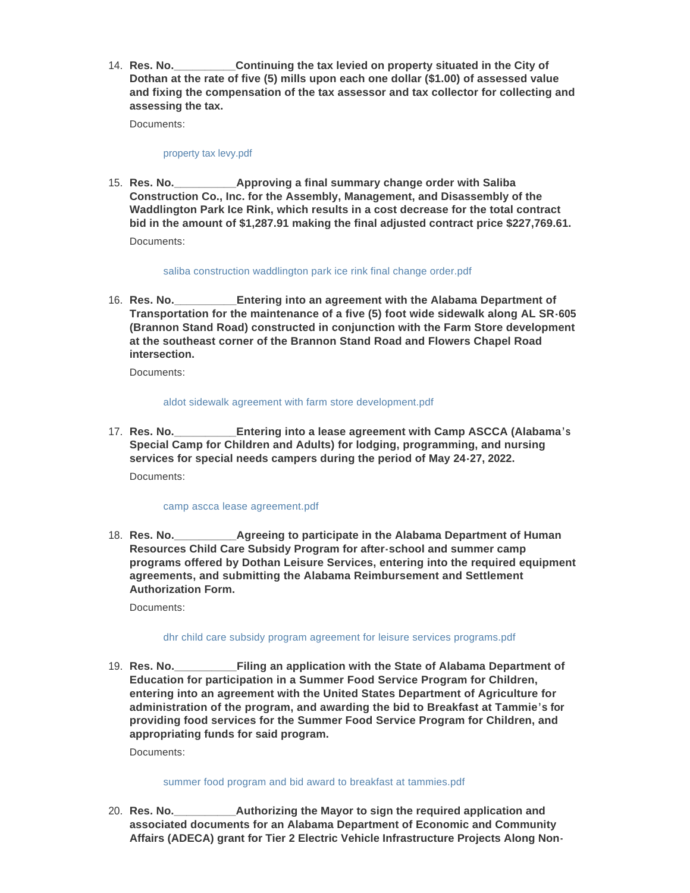14. **Res. No.__________Continuing the tax levied on property situated in the City of Dothan at the rate of five (5) mills upon each one dollar ($1.00) of assessed value and fixing the compensation of the tax assessor and tax collector for collecting and assessing the tax.**

    Documents:

    property tax levy.pdf

15. **Res. No.__________Approving a final summary change order with Saliba Construction Co., Inc. for the Assembly, Management, and Disassembly of the Waddlington Park Ice Rink, which results in a cost decrease for the total contract bid in the amount of $1,287.91 making the final adjusted contract price $227,769.61.**

    Documents:

    saliba construction waddlington park ice rink final change order.pdf

16. **Res. No.__________Entering into an agreement with the Alabama Department of Transportation for the maintenance of a five (5) foot wide sidewalk along AL SR-605 (Brannon Stand Road) constructed in conjunction with the Farm Store development at the southeast corner of the Brannon Stand Road and Flowers Chapel Road intersection.**

    Documents:

    aldot sidewalk agreement with farm store development.pdf

17. **Res. No.__________Entering into a lease agreement with Camp ASCCA (Alabama's Special Camp for Children and Adults) for lodging, programming, and nursing services for special needs campers during the period of May 24-27, 2022.**

    Documents:

    camp ascca lease agreement.pdf

18. **Res. No.__________Agreeing to participate in the Alabama Department of Human Resources Child Care Subsidy Program for after-school and summer camp programs offered by Dothan Leisure Services, entering into the required equipment agreements, and submitting the Alabama Reimbursement and Settlement Authorization Form.**

    Documents:

    dhr child care subsidy program agreement for leisure services programs.pdf

19. **Res. No.__________Filing an application with the State of Alabama Department of Education for participation in a Summer Food Service Program for Children, entering into an agreement with the United States Department of Agriculture for administration of the program, and awarding the bid to Breakfast at Tammie's for providing food services for the Summer Food Service Program for Children, and appropriating funds for said program.**

    Documents:

    summer food program and bid award to breakfast at tammies.pdf

20. **Res. No.__________Authorizing the Mayor to sign the required application and associated documents for an Alabama Department of Economic and Community Affairs (ADECA) grant for Tier 2 Electric Vehicle Infrastructure Projects Along Non-**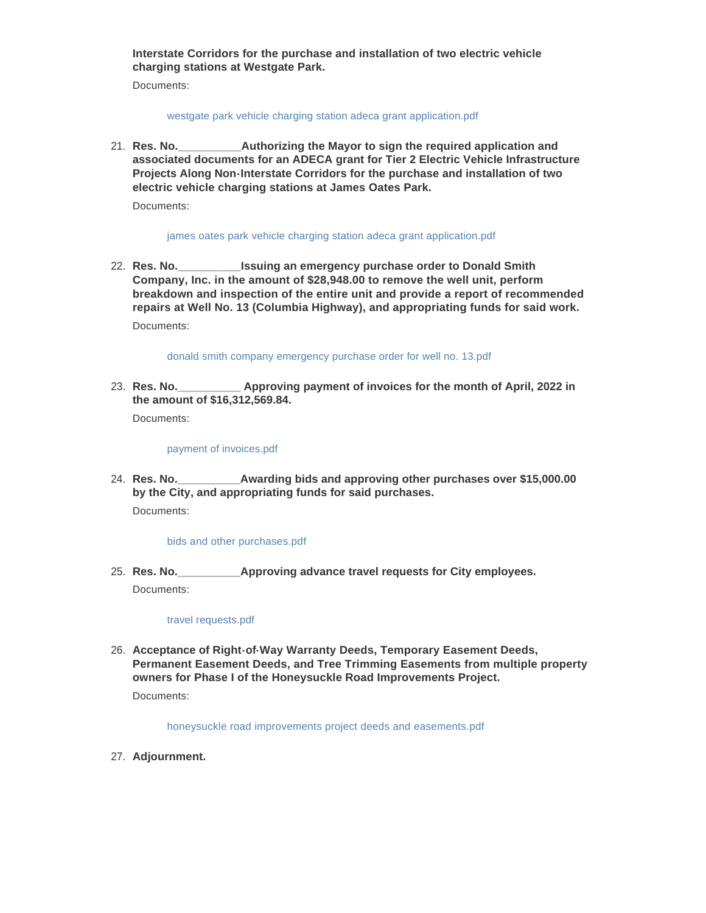**Interstate Corridors for the purchase and installation of two electric vehicle charging stations at Westgate Park.**

Documents:

westgate park vehicle charging station adeca grant application.pdf

21. **Res. No.__________Authorizing the Mayor to sign the required application and associated documents for an ADECA grant for Tier 2 Electric Vehicle Infrastructure Projects Along Non-Interstate Corridors for the purchase and installation of two electric vehicle charging stations at James Oates Park.**

    Documents:

    james oates park vehicle charging station adeca grant application.pdf

22. **Res. No.__________Issuing an emergency purchase order to Donald Smith Company, Inc. in the amount of $28,948.00 to remove the well unit, perform breakdown and inspection of the entire unit and provide a report of recommended repairs at Well No. 13 (Columbia Highway), and appropriating funds for said work.**

    Documents:

    donald smith company emergency purchase order for well no. 13.pdf

23. **Res. No.__________ Approving payment of invoices for the month of April, 2022 in the amount of $16,312,569.84.**

    Documents:

    payment of invoices.pdf

24. **Res. No.__________Awarding bids and approving other purchases over $15,000.00 by the City, and appropriating funds for said purchases.**

    Documents:

    bids and other purchases.pdf

25. **Res. No.__________Approving advance travel requests for City employees.**

    Documents:

    travel requests.pdf

26. **Acceptance of Right-of-Way Warranty Deeds, Temporary Easement Deeds, Permanent Easement Deeds, and Tree Trimming Easements from multiple property owners for Phase I of the Honeysuckle Road Improvements Project.**

    Documents:

    honeysuckle road improvements project deeds and easements.pdf

27. **Adjournment.**